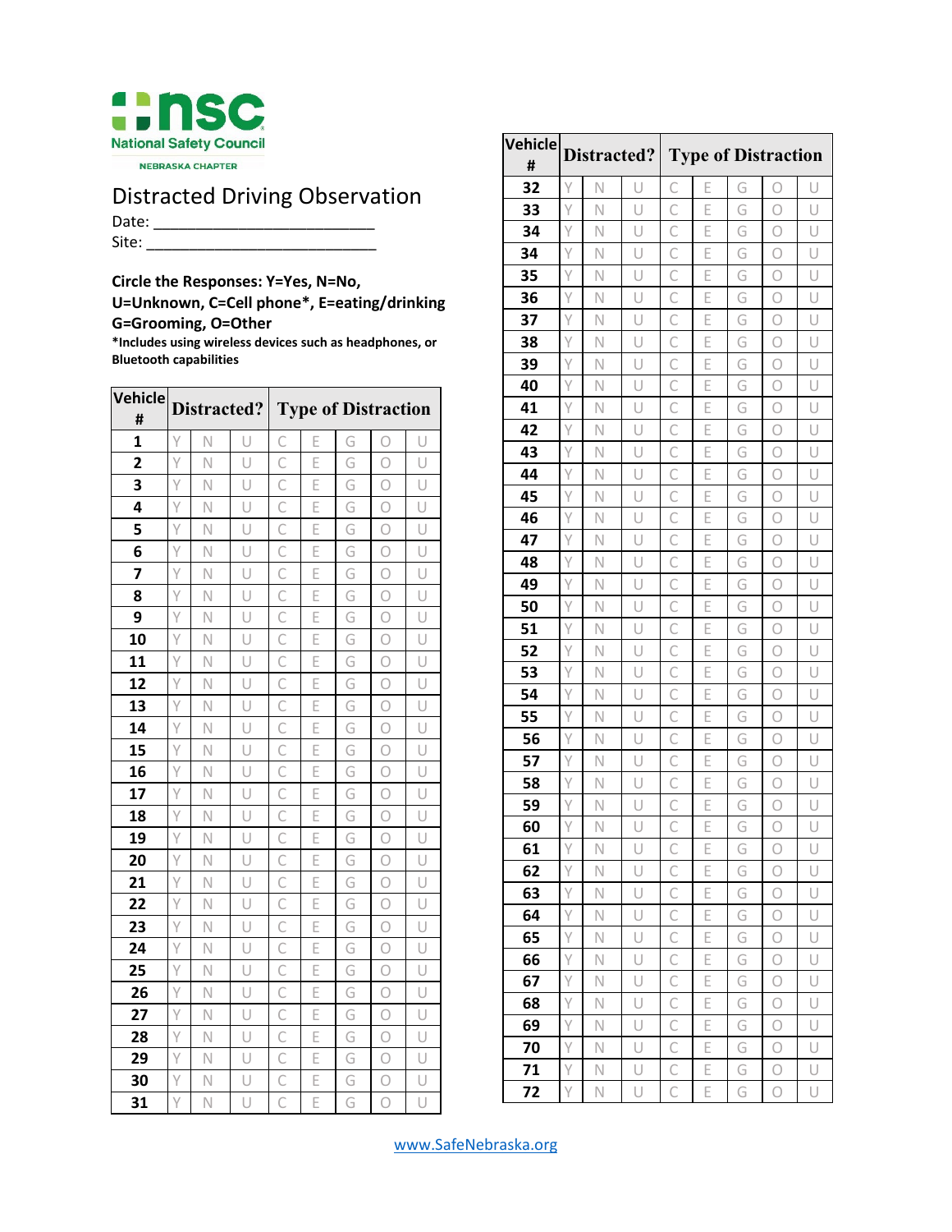National Safety Council

NEBRASKA CHAPTER

# Distracted Driving Observation

Date: ___________________________

Site: ____________________________

**Circle the Responses: Y=Yes, N=No, U=Unknown, C=Cell phone*, E=eating/drinking G=Grooming, O=Other**

***Includes using wireless devices such as headphones, or Bluetooth capabilities**

| Vehicle # | Distracted? | | | Type of Distraction | | | | |
|---|---|---|---|---|---|---|---|---|
| **1** | Y | N | U | C | E | G | O | U |
| **2** | Y | N | U | C | E | G | O | U |
| **3** | Y | N | U | C | E | G | O | U |
| **4** | Y | N | U | C | E | G | O | U |
| **5** | Y | N | U | C | E | G | O | U |
| **6** | Y | N | U | C | E | G | O | U |
| **7** | Y | N | U | C | E | G | O | U |
| **8** | Y | N | U | C | E | G | O | U |
| **9** | Y | N | U | C | E | G | O | U |
| **10** | Y | N | U | C | E | G | O | U |
| **11** | Y | N | U | C | E | G | O | U |
| **12** | Y | N | U | C | E | G | O | U |
| **13** | Y | N | U | C | E | G | O | U |
| **14** | Y | N | U | C | E | G | O | U |
| **15** | Y | N | U | C | E | G | O | U |
| **16** | Y | N | U | C | E | G | O | U |
| **17** | Y | N | U | C | E | G | O | U |
| **18** | Y | N | U | C | E | G | O | U |
| **19** | Y | N | U | C | E | G | O | U |
| **20** | Y | N | U | C | E | G | O | U |
| **21** | Y | N | U | C | E | G | O | U |
| **22** | Y | N | U | C | E | G | O | U |
| **23** | Y | N | U | C | E | G | O | U |
| **24** | Y | N | U | C | E | G | O | U |
| **25** | Y | N | U | C | E | G | O | U |
| **26** | Y | N | U | C | E | G | O | U |
| **27** | Y | N | U | C | E | G | O | U |
| **28** | Y | N | U | C | E | G | O | U |
| **29** | Y | N | U | C | E | G | O | U |
| **30** | Y | N | U | C | E | G | O | U |
| **31** | Y | N | U | C | E | G | O | U |

| Vehicle # | Distracted? | | | Type of Distraction | | | | |
|---|---|---|---|---|---|---|---|---|
| **32** | Y | N | U | C | E | G | O | U |
| **33** | Y | N | U | C | E | G | O | U |
| **34** | Y | N | U | C | E | G | O | U |
| **34** | Y | N | U | C | E | G | O | U |
| **35** | Y | N | U | C | E | G | O | U |
| **36** | Y | N | U | C | E | G | O | U |
| **37** | Y | N | U | C | E | G | O | U |
| **38** | Y | N | U | C | E | G | O | U |
| **39** | Y | N | U | C | E | G | O | U |
| **40** | Y | N | U | C | E | G | O | U |
| **41** | Y | N | U | C | E | G | O | U |
| **42** | Y | N | U | C | E | G | O | U |
| **43** | Y | N | U | C | E | G | O | U |
| **44** | Y | N | U | C | E | G | O | U |
| **45** | Y | N | U | C | E | G | O | U |
| **46** | Y | N | U | C | E | G | O | U |
| **47** | Y | N | U | C | E | G | O | U |
| **48** | Y | N | U | C | E | G | O | U |
| **49** | Y | N | U | C | E | G | O | U |
| **50** | Y | N | U | C | E | G | O | U |
| **51** | Y | N | U | C | E | G | O | U |
| **52** | Y | N | U | C | E | G | O | U |
| **53** | Y | N | U | C | E | G | O | U |
| **54** | Y | N | U | C | E | G | O | U |
| **55** | Y | N | U | C | E | G | O | U |
| **56** | Y | N | U | C | E | G | O | U |
| **57** | Y | N | U | C | E | G | O | U |
| **58** | Y | N | U | C | E | G | O | U |
| **59** | Y | N | U | C | E | G | O | U |
| **60** | Y | N | U | C | E | G | O | U |
| **61** | Y | N | U | C | E | G | O | U |
| **62** | Y | N | U | C | E | G | O | U |
| **63** | Y | N | U | C | E | G | O | U |
| **64** | Y | N | U | C | E | G | O | U |
| **65** | Y | N | U | C | E | G | O | U |
| **66** | Y | N | U | C | E | G | O | U |
| **67** | Y | N | U | C | E | G | O | U |
| **68** | Y | N | U | C | E | G | O | U |
| **69** | Y | N | U | C | E | G | O | U |
| **70** | Y | N | U | C | E | G | O | U |
| **71** | Y | N | U | C | E | G | O | U |
| **72** | Y | N | U | C | E | G | O | U |

www.SafeNebraska.org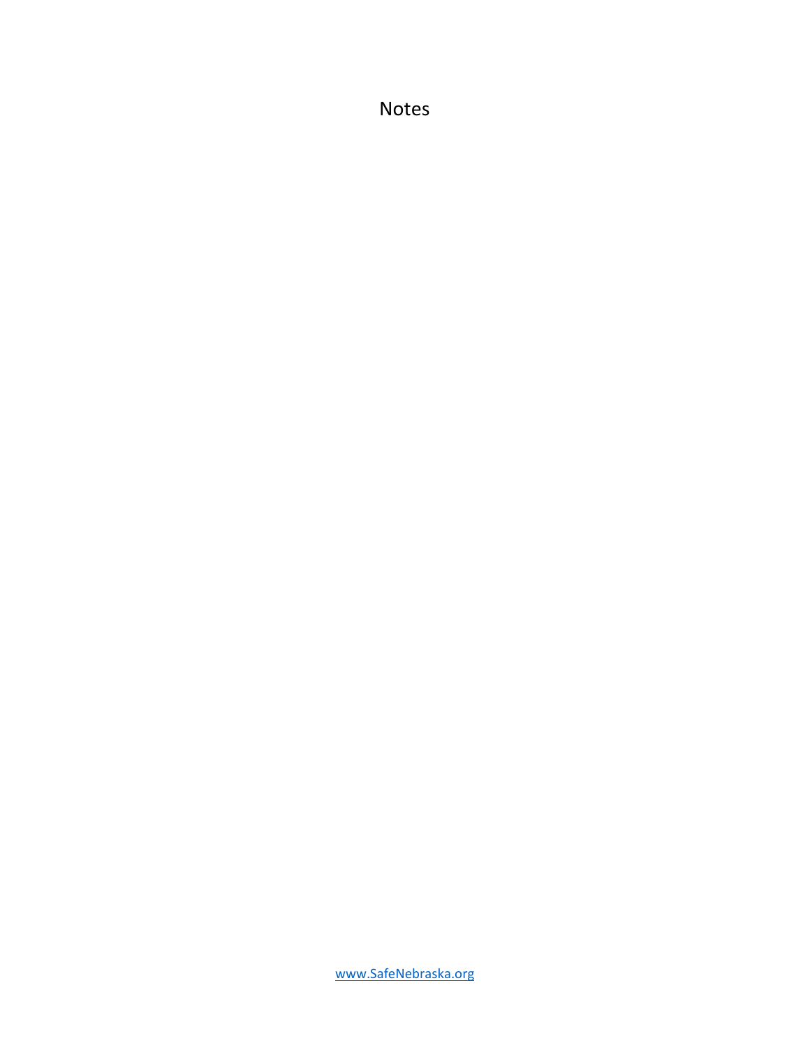# Notes

[www.SafeNebraska.org](http://www.SafeNebraska.org)